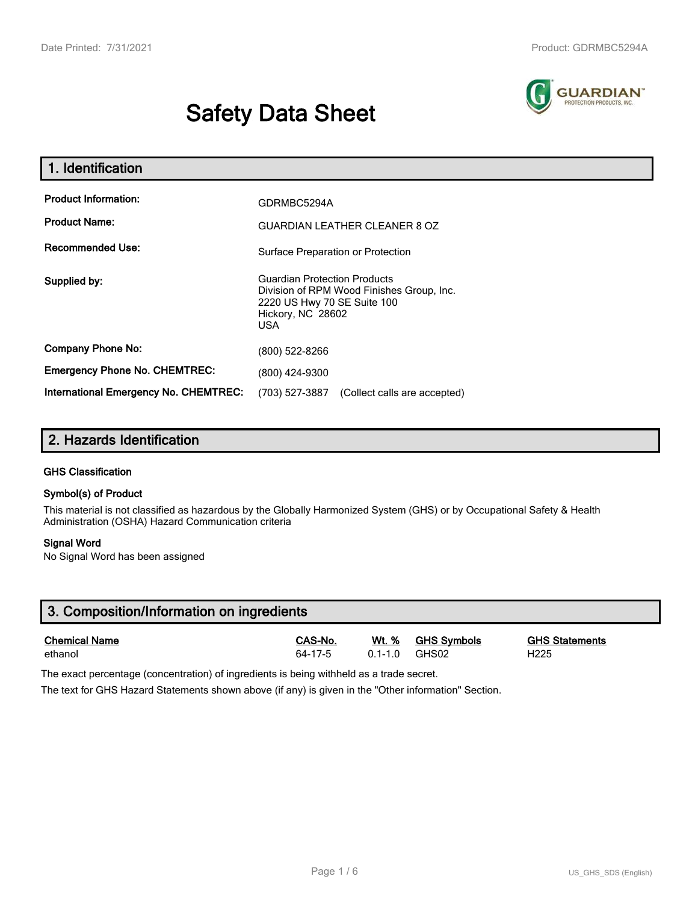# Safety Data Sheet

## 1. Identification

| | |
|---|---|
| **Product Information:** | GDRMBC5294A |
| **Product Name:** | GUARDIAN LEATHER CLEANER 8 OZ |
| **Recommended Use:** | Surface Preparation or Protection |
| **Supplied by:** | Guardian Protection Products<br>Division of RPM Wood Finishes Group, Inc.<br>2220 US Hwy 70 SE Suite 100<br>Hickory, NC 28602<br>USA |
| **Company Phone No:** | (800) 522-8266 |
| **Emergency Phone No. CHEMTREC:** | (800) 424-9300 |
| **International Emergency No. CHEMTREC:** | (703) 527-3887 (Collect calls are accepted) |

## 2. Hazards Identification

### GHS Classification

### Symbol(s) of Product

This material is not classified as hazardous by the Globally Harmonized System (GHS) or by Occupational Safety & Health Administration (OSHA) Hazard Communication criteria

### Signal Word

No Signal Word has been assigned

## 3. Composition/Information on ingredients

| Chemical Name | CAS-No. | Wt. % | GHS Symbols | GHS Statements |
|---|---|---|---|---|
| ethanol | 64-17-5 | 0.1-1.0 | GHS02 | H225 |

The exact percentage (concentration) of ingredients is being withheld as a trade secret.

The text for GHS Hazard Statements shown above (if any) is given in the "Other information" Section.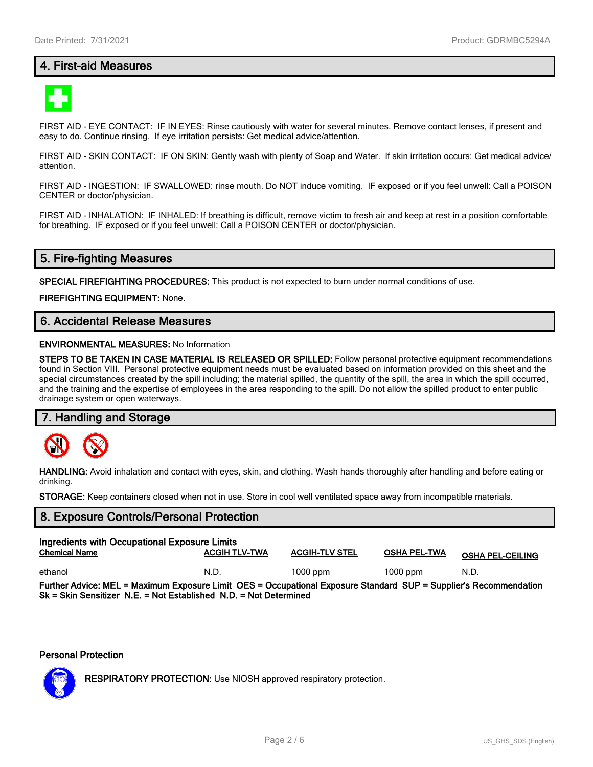## 4. First-aid Measures

FIRST AID - EYE CONTACT: IF IN EYES: Rinse cautiously with water for several minutes. Remove contact lenses, if present and easy to do. Continue rinsing. If eye irritation persists: Get medical advice/attention.

FIRST AID - SKIN CONTACT: IF ON SKIN: Gently wash with plenty of Soap and Water. If skin irritation occurs: Get medical advice/ attention.

FIRST AID - INGESTION: IF SWALLOWED: rinse mouth. Do NOT induce vomiting. IF exposed or if you feel unwell: Call a POISON CENTER or doctor/physician.

FIRST AID - INHALATION: IF INHALED: If breathing is difficult, remove victim to fresh air and keep at rest in a position comfortable for breathing. IF exposed or if you feel unwell: Call a POISON CENTER or doctor/physician.

## 5. Fire-fighting Measures

**SPECIAL FIREFIGHTING PROCEDURES:** This product is not expected to burn under normal conditions of use.

**FIREFIGHTING EQUIPMENT:** None.

## 6. Accidental Release Measures

**ENVIRONMENTAL MEASURES:** No Information

**STEPS TO BE TAKEN IN CASE MATERIAL IS RELEASED OR SPILLED:** Follow personal protective equipment recommendations found in Section VIII. Personal protective equipment needs must be evaluated based on information provided on this sheet and the special circumstances created by the spill including; the material spilled, the quantity of the spill, the area in which the spill occurred, and the training and the expertise of employees in the area responding to the spill. Do not allow the spilled product to enter public drainage system or open waterways.

## 7. Handling and Storage

**HANDLING:** Avoid inhalation and contact with eyes, skin, and clothing. Wash hands thoroughly after handling and before eating or drinking.

**STORAGE:** Keep containers closed when not in use. Store in cool well ventilated space away from incompatible materials.

## 8. Exposure Controls/Personal Protection

**Ingredients with Occupational Exposure Limits**

| Chemical Name | ACGIH TLV-TWA | ACGIH-TLV STEL | OSHA PEL-TWA | OSHA PEL-CEILING |
|---|---|---|---|---|
| ethanol | N.D. | 1000 ppm | 1000 ppm | N.D. |

**Further Advice: MEL = Maximum Exposure Limit OES = Occupational Exposure Standard SUP = Supplier's Recommendation Sk = Skin Sensitizer N.E. = Not Established N.D. = Not Determined**

**Personal Protection**

**RESPIRATORY PROTECTION:** Use NIOSH approved respiratory protection.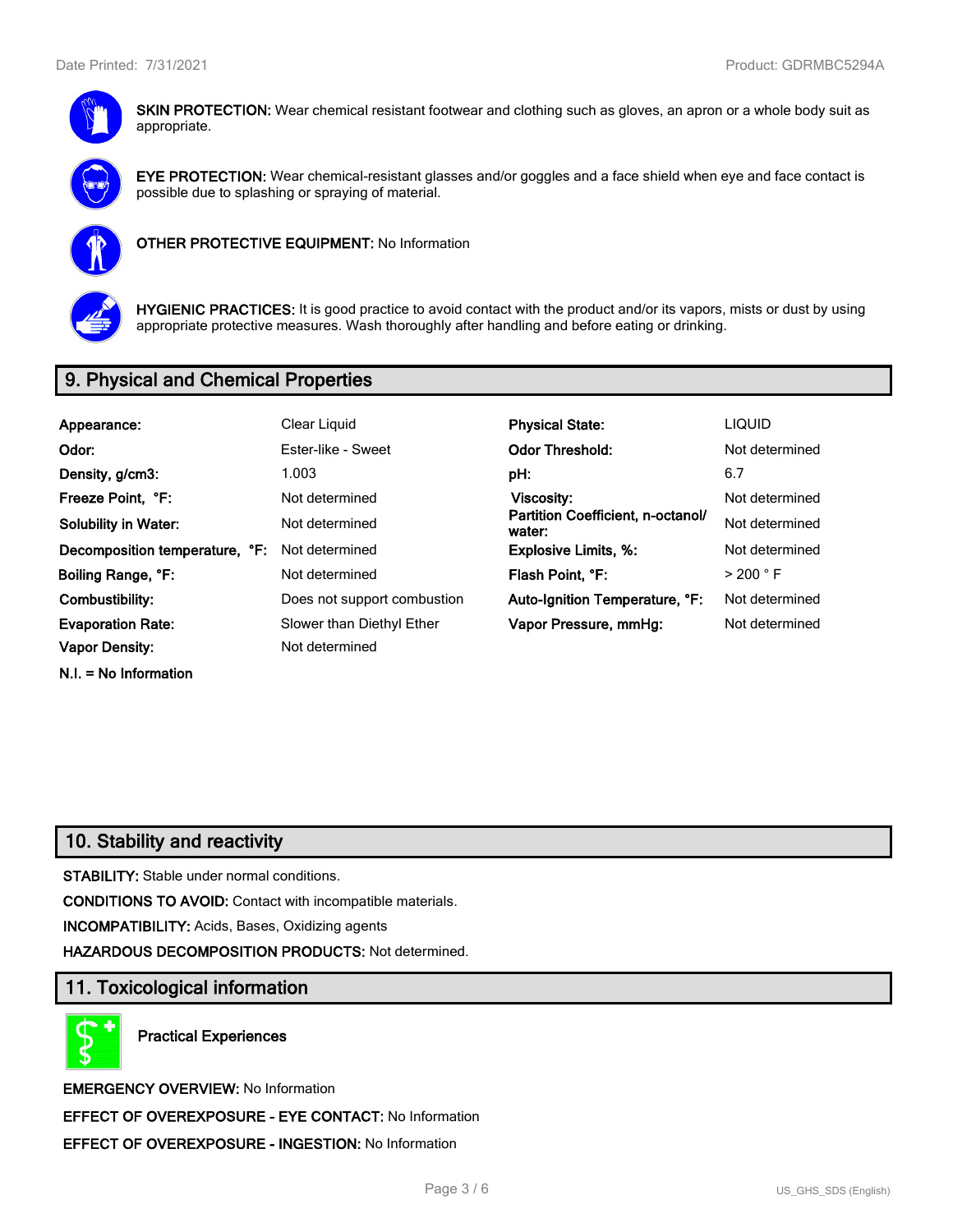**SKIN PROTECTION:** Wear chemical resistant footwear and clothing such as gloves, an apron or a whole body suit as appropriate.

**EYE PROTECTION:** Wear chemical-resistant glasses and/or goggles and a face shield when eye and face contact is possible due to splashing or spraying of material.

**OTHER PROTECTIVE EQUIPMENT:** No Information

**HYGIENIC PRACTICES:** It is good practice to avoid contact with the product and/or its vapors, mists or dust by using appropriate protective measures. Wash thoroughly after handling and before eating or drinking.

## 9. Physical and Chemical Properties

| | | | |
|---|---|---|---|
| **Appearance:** | Clear Liquid | **Physical State:** | LIQUID |
| **Odor:** | Ester-like - Sweet | **Odor Threshold:** | Not determined |
| **Density, g/cm3:** | 1.003 | **pH:** | 6.7 |
| **Freeze Point, °F:** | Not determined | **Viscosity:** | Not determined |
| **Solubility in Water:** | Not determined | **Partition Coefficient, n-octanol/ water:** | Not determined |
| **Decomposition temperature, °F:** | Not determined | **Explosive Limits, %:** | Not determined |
| **Boiling Range, °F:** | Not determined | **Flash Point, °F:** | > 200 ° F |
| **Combustibility:** | Does not support combustion | **Auto-Ignition Temperature, °F:** | Not determined |
| **Evaporation Rate:** | Slower than Diethyl Ether | **Vapor Pressure, mmHg:** | Not determined |
| **Vapor Density:** | Not determined | | |

**N.I. = No Information**

## 10. Stability and reactivity

**STABILITY:** Stable under normal conditions.

**CONDITIONS TO AVOID:** Contact with incompatible materials.

**INCOMPATIBILITY:** Acids, Bases, Oxidizing agents

**HAZARDOUS DECOMPOSITION PRODUCTS:** Not determined.

## 11. Toxicological information

**Practical Experiences**

**EMERGENCY OVERVIEW:** No Information

**EFFECT OF OVEREXPOSURE - EYE CONTACT:** No Information

**EFFECT OF OVEREXPOSURE - INGESTION:** No Information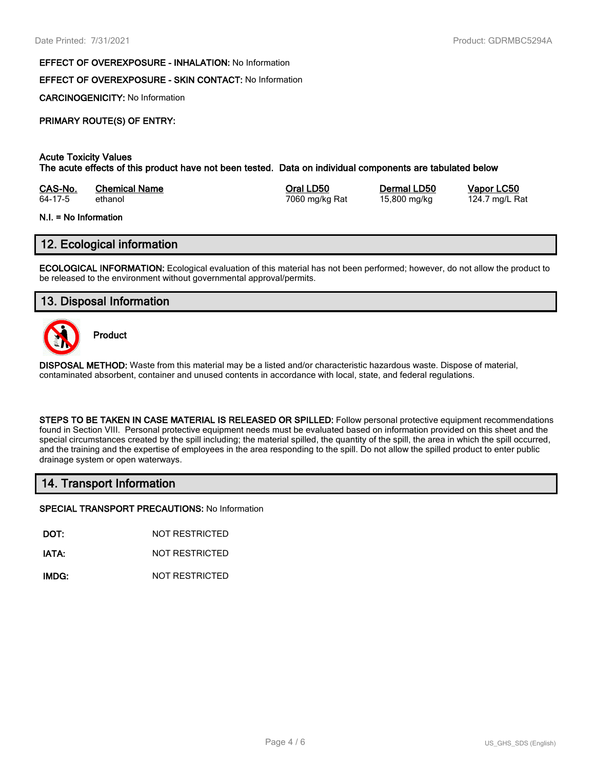**EFFECT OF OVEREXPOSURE - INHALATION:** No Information

**EFFECT OF OVEREXPOSURE - SKIN CONTACT:** No Information

**CARCINOGENICITY:** No Information

**PRIMARY ROUTE(S) OF ENTRY:**

**Acute Toxicity Values**
**The acute effects of this product have not been tested. Data on individual components are tabulated below**

| CAS-No. | Chemical Name | Oral LD50 | Dermal LD50 | Vapor LC50 |
|---|---|---|---|---|
| 64-17-5 | ethanol | 7060 mg/kg Rat | 15,800 mg/kg | 124.7 mg/L Rat |

**N.I. = No Information**

## 12. Ecological information

**ECOLOGICAL INFORMATION:** Ecological evaluation of this material has not been performed; however, do not allow the product to be released to the environment without governmental approval/permits.

## 13. Disposal Information

**Product**

**DISPOSAL METHOD:** Waste from this material may be a listed and/or characteristic hazardous waste. Dispose of material, contaminated absorbent, container and unused contents in accordance with local, state, and federal regulations.

**STEPS TO BE TAKEN IN CASE MATERIAL IS RELEASED OR SPILLED:** Follow personal protective equipment recommendations found in Section VIII. Personal protective equipment needs must be evaluated based on information provided on this sheet and the special circumstances created by the spill including; the material spilled, the quantity of the spill, the area in which the spill occurred, and the training and the expertise of employees in the area responding to the spill. Do not allow the spilled product to enter public drainage system or open waterways.

## 14. Transport Information

**SPECIAL TRANSPORT PRECAUTIONS:** No Information

| | |
|---|---|
| **DOT:** | NOT RESTRICTED |
| **IATA:** | NOT RESTRICTED |
| **IMDG:** | NOT RESTRICTED |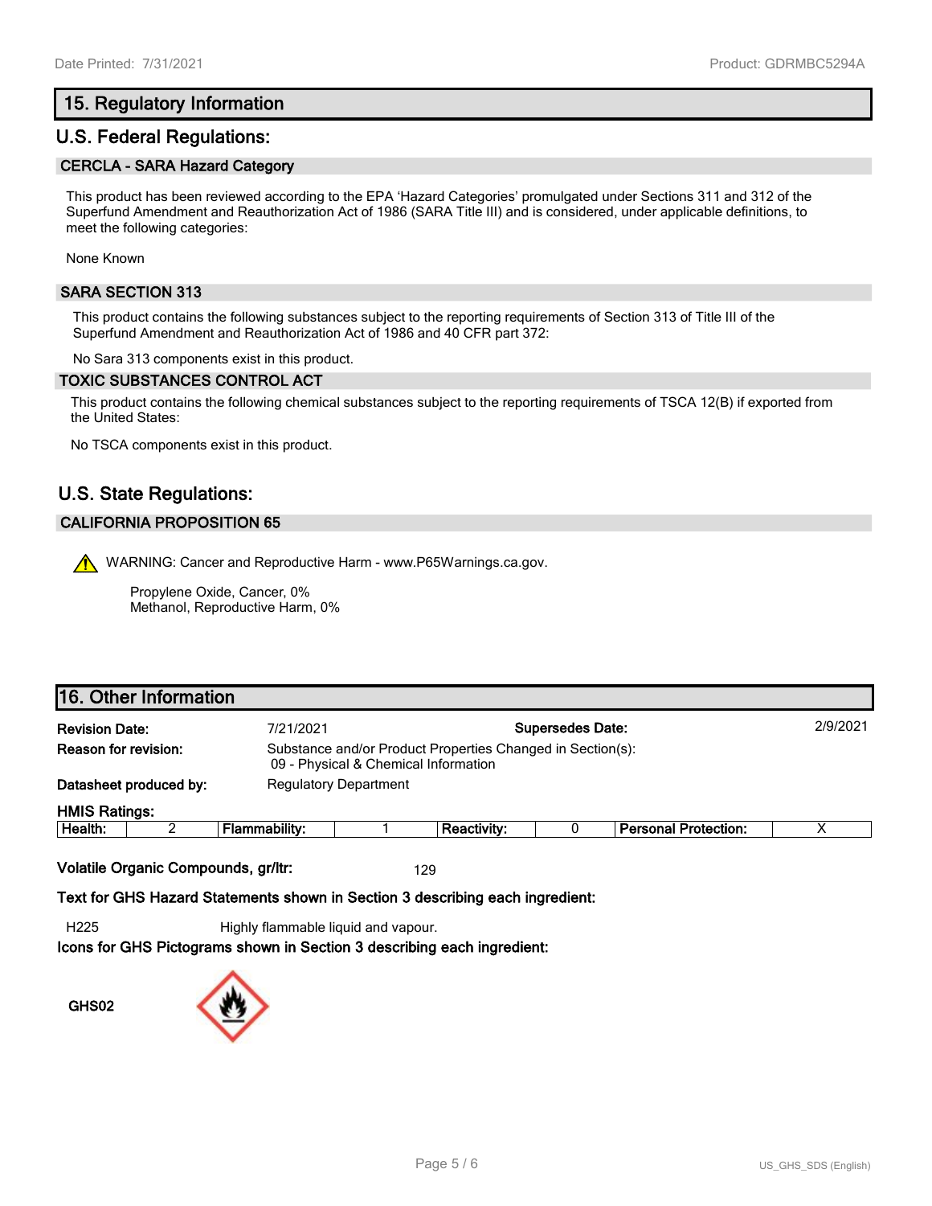## 15. Regulatory Information

## U.S. Federal Regulations:

### CERCLA - SARA Hazard Category

This product has been reviewed according to the EPA 'Hazard Categories' promulgated under Sections 311 and 312 of the Superfund Amendment and Reauthorization Act of 1986 (SARA Title III) and is considered, under applicable definitions, to meet the following categories:

None Known

### SARA SECTION 313

This product contains the following substances subject to the reporting requirements of Section 313 of Title III of the Superfund Amendment and Reauthorization Act of 1986 and 40 CFR part 372:

No Sara 313 components exist in this product.

### TOXIC SUBSTANCES CONTROL ACT

This product contains the following chemical substances subject to the reporting requirements of TSCA 12(B) if exported from the United States:

No TSCA components exist in this product.

## U.S. State Regulations:

### CALIFORNIA PROPOSITION 65

WARNING: Cancer and Reproductive Harm - www.P65Warnings.ca.gov.

Propylene Oxide, Cancer, 0%
Methanol, Reproductive Harm, 0%

## 16. Other Information

**Revision Date:** 7/21/2021 **Supersedes Date:** 2/9/2021

**Reason for revision:** Substance and/or Product Properties Changed in Section(s):
09 - Physical & Chemical Information

**Datasheet produced by:** Regulatory Department

**HMIS Ratings:**

| Health: | 2 | Flammability: | 1 | Reactivity: | 0 | Personal Protection: | X |
|---|---|---|---|---|---|---|---|

**Volatile Organic Compounds, gr/ltr:** 129

**Text for GHS Hazard Statements shown in Section 3 describing each ingredient:**

H225 Highly flammable liquid and vapour.

**Icons for GHS Pictograms shown in Section 3 describing each ingredient:**

GHS02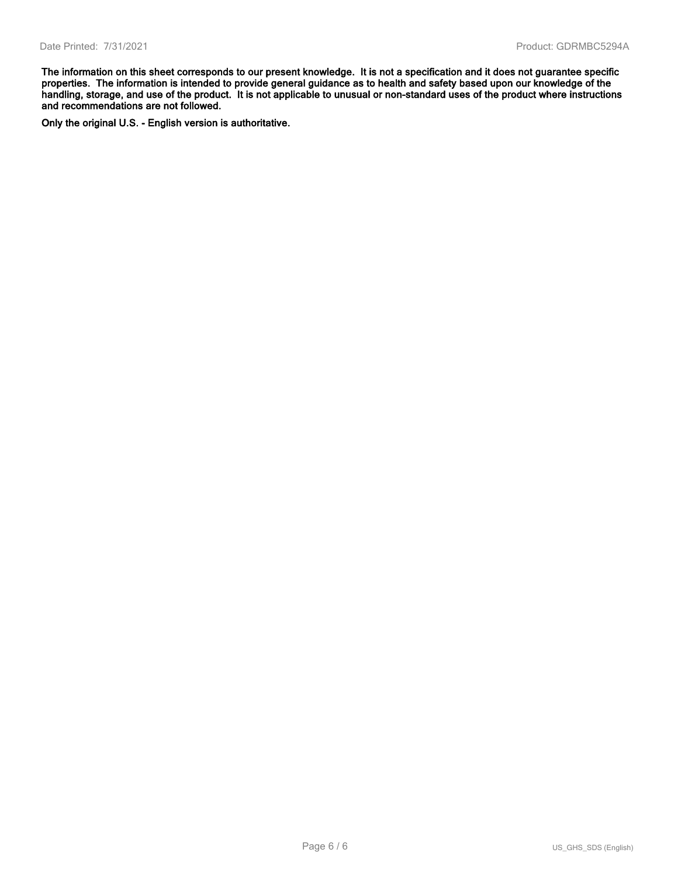**The information on this sheet corresponds to our present knowledge. It is not a specification and it does not guarantee specific properties. The information is intended to provide general guidance as to health and safety based upon our knowledge of the handling, storage, and use of the product. It is not applicable to unusual or non-standard uses of the product where instructions and recommendations are not followed.**

**Only the original U.S. - English version is authoritative.**